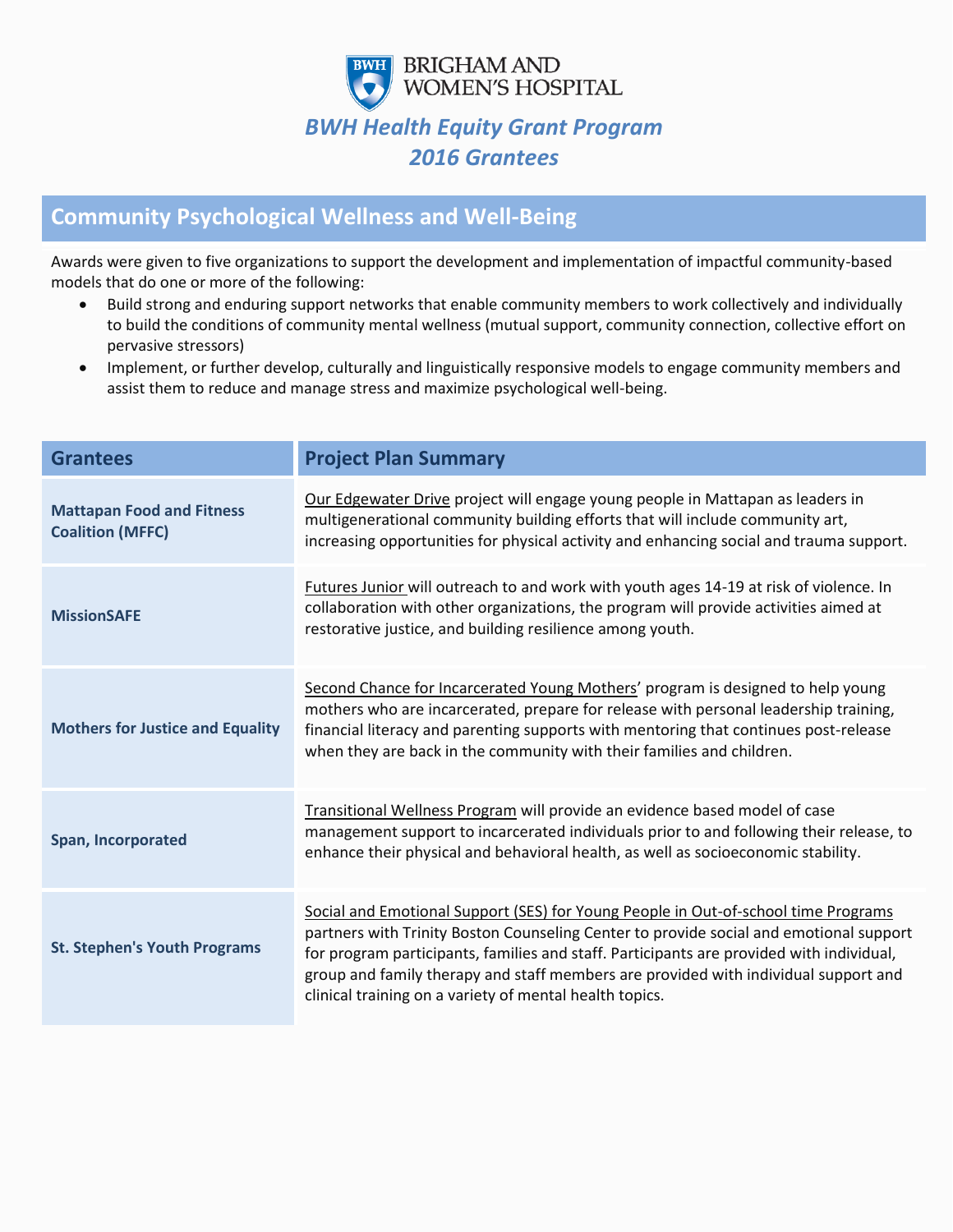BRIGHAM AND WOMEN'S HOSPITAL

# *BWH Health Equity Grant Program*
# *2016 Grantees*

## Community Psychological Wellness and Well-Being

Awards were given to five organizations to support the development and implementation of impactful community-based models that do one or more of the following:

- Build strong and enduring support networks that enable community members to work collectively and individually to build the conditions of community mental wellness (mutual support, community connection, collective effort on pervasive stressors)
- Implement, or further develop, culturally and linguistically responsive models to engage community members and assist them to reduce and manage stress and maximize psychological well-being.

| Grantees | Project Plan Summary |
|---|---|
| **Mattapan Food and Fitness Coalition (MFFC)** | Our Edgewater Drive project will engage young people in Mattapan as leaders in multigenerational community building efforts that will include community art, increasing opportunities for physical activity and enhancing social and trauma support. |
| **MissionSAFE** | Futures Junior will outreach to and work with youth ages 14-19 at risk of violence. In collaboration with other organizations, the program will provide activities aimed at restorative justice, and building resilience among youth. |
| **Mothers for Justice and Equality** | Second Chance for Incarcerated Young Mothers' program is designed to help young mothers who are incarcerated, prepare for release with personal leadership training, financial literacy and parenting supports with mentoring that continues post-release when they are back in the community with their families and children. |
| **Span, Incorporated** | Transitional Wellness Program will provide an evidence based model of case management support to incarcerated individuals prior to and following their release, to enhance their physical and behavioral health, as well as socioeconomic stability. |
| **St. Stephen's Youth Programs** | Social and Emotional Support (SES) for Young People in Out-of-school time Programs partners with Trinity Boston Counseling Center to provide social and emotional support for program participants, families and staff. Participants are provided with individual, group and family therapy and staff members are provided with individual support and clinical training on a variety of mental health topics. |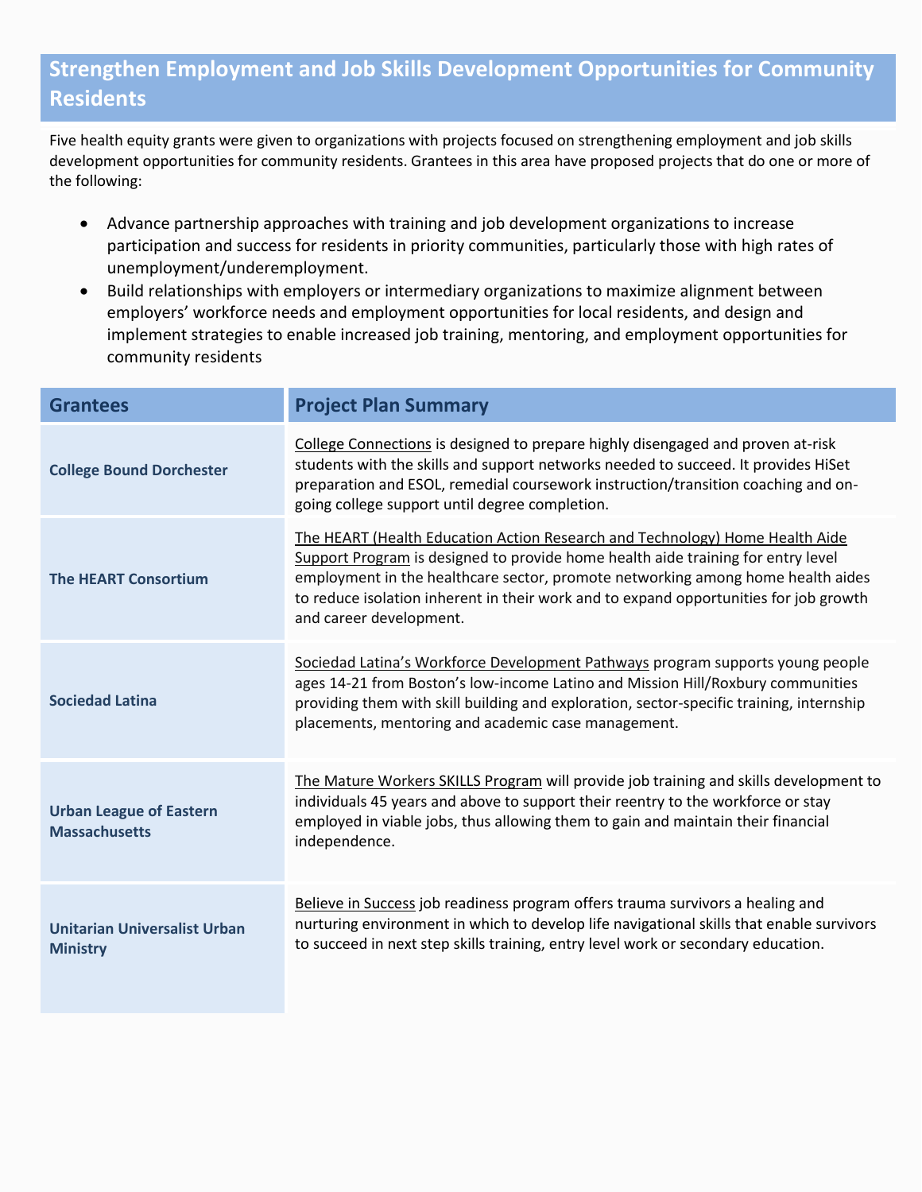## Strengthen Employment and Job Skills Development Opportunities for Community Residents

Five health equity grants were given to organizations with projects focused on strengthening employment and job skills development opportunities for community residents. Grantees in this area have proposed projects that do one or more of the following:

- Advance partnership approaches with training and job development organizations to increase participation and success for residents in priority communities, particularly those with high rates of unemployment/underemployment.
- Build relationships with employers or intermediary organizations to maximize alignment between employers' workforce needs and employment opportunities for local residents, and design and implement strategies to enable increased job training, mentoring, and employment opportunities for community residents

| Grantees | Project Plan Summary |
|---|---|
| **College Bound Dorchester** | College Connections is designed to prepare highly disengaged and proven at-risk students with the skills and support networks needed to succeed. It provides HiSet preparation and ESOL, remedial coursework instruction/transition coaching and on-going college support until degree completion. |
| **The HEART Consortium** | The HEART (Health Education Action Research and Technology) Home Health Aide Support Program is designed to provide home health aide training for entry level employment in the healthcare sector, promote networking among home health aides to reduce isolation inherent in their work and to expand opportunities for job growth and career development. |
| **Sociedad Latina** | Sociedad Latina's Workforce Development Pathways program supports young people ages 14-21 from Boston's low-income Latino and Mission Hill/Roxbury communities providing them with skill building and exploration, sector-specific training, internship placements, mentoring and academic case management. |
| **Urban League of Eastern Massachusetts** | The Mature Workers SKILLS Program will provide job training and skills development to individuals 45 years and above to support their reentry to the workforce or stay employed in viable jobs, thus allowing them to gain and maintain their financial independence. |
| **Unitarian Universalist Urban Ministry** | Believe in Success job readiness program offers trauma survivors a healing and nurturing environment in which to develop life navigational skills that enable survivors to succeed in next step skills training, entry level work or secondary education. |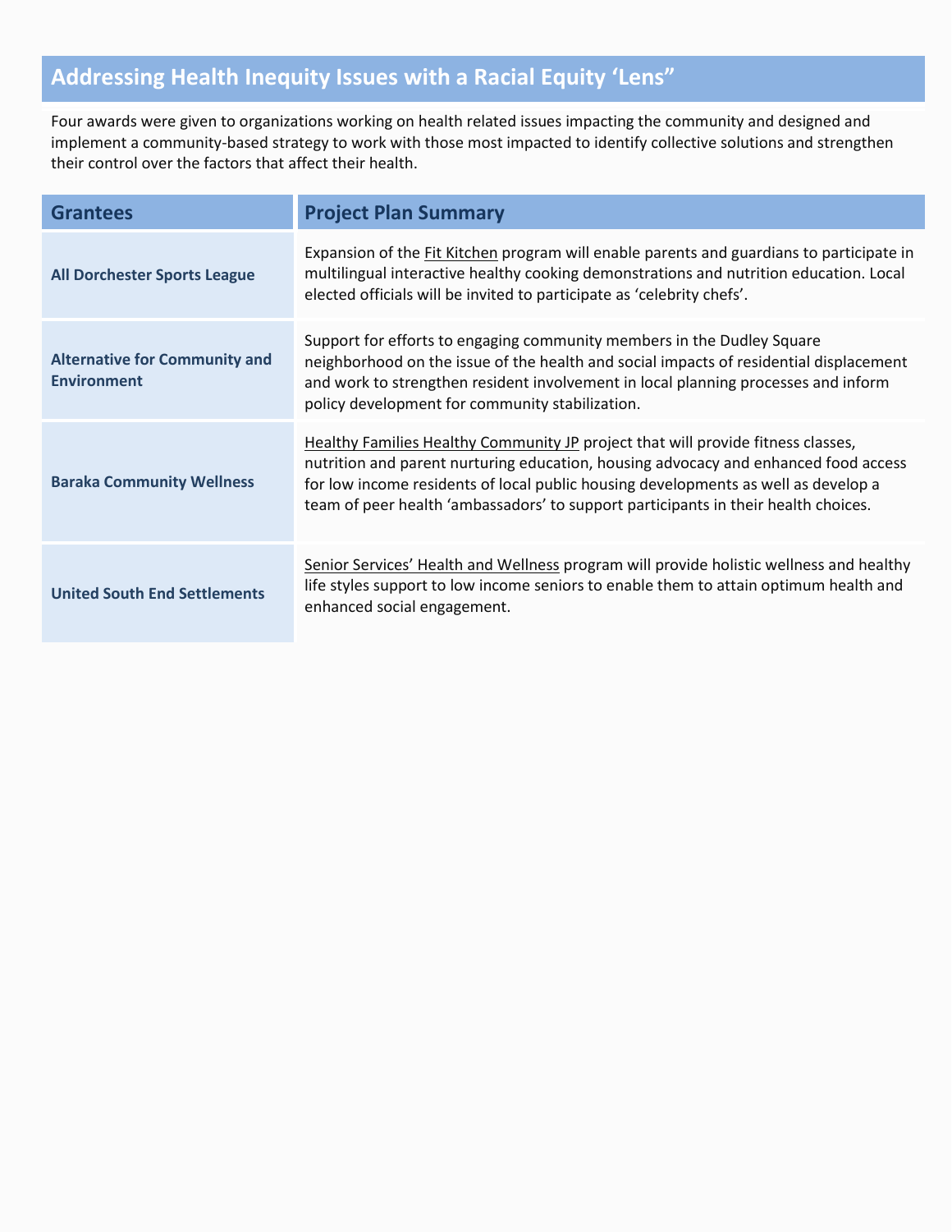## Addressing Health Inequity Issues with a Racial Equity 'Lens"

Four awards were given to organizations working on health related issues impacting the community and designed and implement a community-based strategy to work with those most impacted to identify collective solutions and strengthen their control over the factors that affect their health.

| Grantees | Project Plan Summary |
|---|---|
| **All Dorchester Sports League** | Expansion of the Fit Kitchen program will enable parents and guardians to participate in multilingual interactive healthy cooking demonstrations and nutrition education. Local elected officials will be invited to participate as 'celebrity chefs'. |
| **Alternative for Community and Environment** | Support for efforts to engaging community members in the Dudley Square neighborhood on the issue of the health and social impacts of residential displacement and work to strengthen resident involvement in local planning processes and inform policy development for community stabilization. |
| **Baraka Community Wellness** | Healthy Families Healthy Community JP project that will provide fitness classes, nutrition and parent nurturing education, housing advocacy and enhanced food access for low income residents of local public housing developments as well as develop a team of peer health 'ambassadors' to support participants in their health choices. |
| **United South End Settlements** | Senior Services' Health and Wellness program will provide holistic wellness and healthy life styles support to low income seniors to enable them to attain optimum health and enhanced social engagement. |